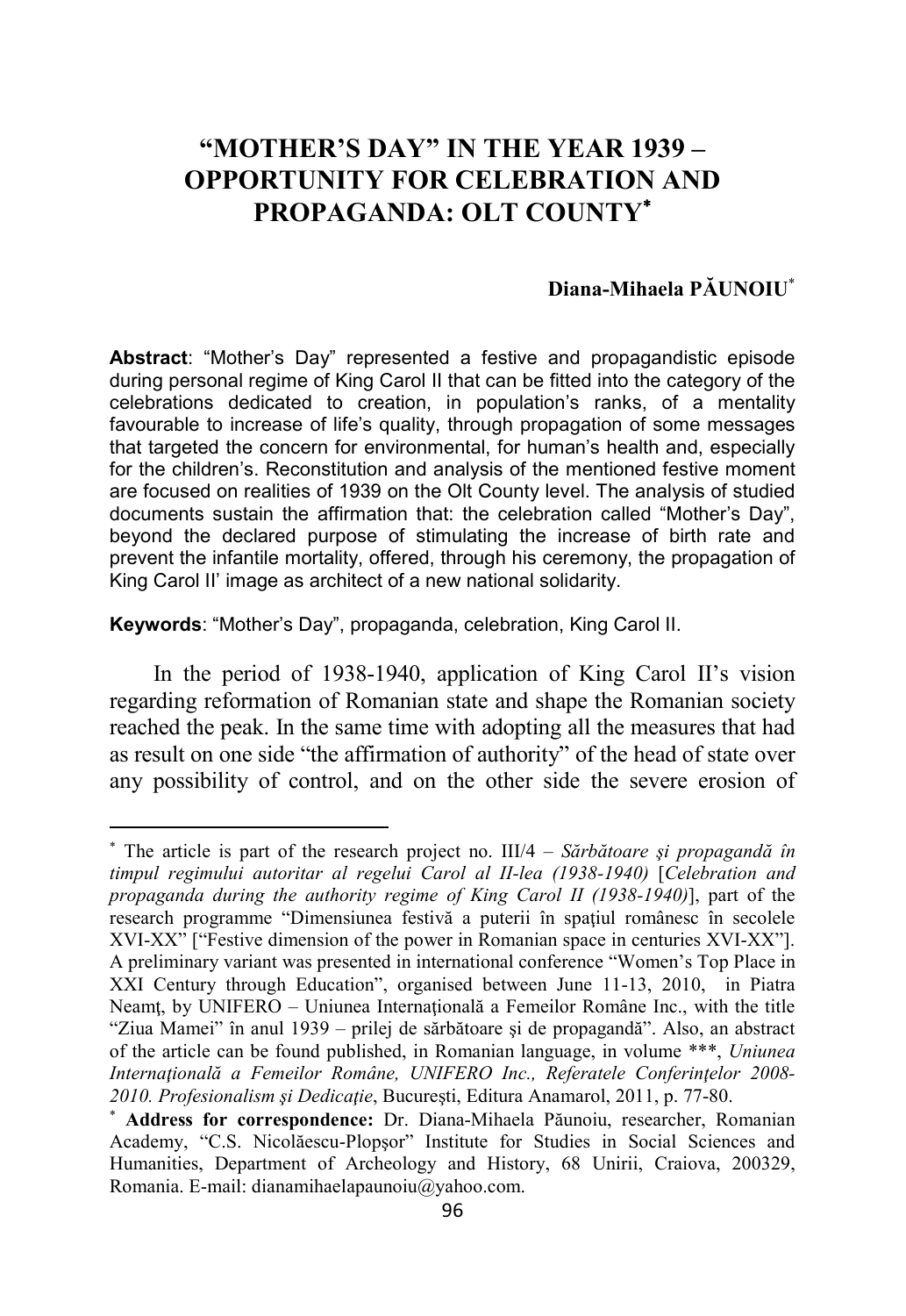# "MOTHER'S DAY" IN THE YEAR 1939 – OPPORTUNITY FOR CELEBRATION AND PROPAGANDA: OLT COUNTY*

**Diana-Mihaela PĂUNOIU***

**Abstract**: "Mother's Day" represented a festive and propagandistic episode during personal regime of King Carol II that can be fitted into the category of the celebrations dedicated to creation, in population's ranks, of a mentality favourable to increase of life's quality, through propagation of some messages that targeted the concern for environmental, for human's health and, especially for the children's. Reconstitution and analysis of the mentioned festive moment are focused on realities of 1939 on the Olt County level. The analysis of studied documents sustain the affirmation that: the celebration called "Mother's Day", beyond the declared purpose of stimulating the increase of birth rate and prevent the infantile mortality, offered, through his ceremony, the propagation of King Carol II' image as architect of a new national solidarity.

**Keywords**: "Mother's Day", propaganda, celebration, King Carol II.

In the period of 1938-1940, application of King Carol II's vision regarding reformation of Romanian state and shape the Romanian society reached the peak. In the same time with adopting all the measures that had as result on one side "the affirmation of authority" of the head of state over any possibility of control, and on the other side the severe erosion of

---

* The article is part of the research project no. III/4 – *Sărbătoare şi propagandă în timpul regimului autoritar al regelui Carol al II-lea (1938-1940)* [*Celebration and propaganda during the authority regime of King Carol II (1938-1940)*], part of the research programme "Dimensiunea festivă a puterii în spaţiul românesc în secolele XVI-XX" ["Festive dimension of the power in Romanian space in centuries XVI-XX"]. A preliminary variant was presented in international conference "Women's Top Place in XXI Century through Education", organised between June 11-13, 2010, in Piatra Neamţ, by UNIFERO – Uniunea Internaţională a Femeilor Române Inc., with the title "Ziua Mamei" în anul 1939 – prilej de sărbătoare şi de propagandă". Also, an abstract of the article can be found published, in Romanian language, in volume ***, *Uniunea Internaţională a Femeilor Române, UNIFERO Inc., Referatele Conferinţelor 2008-2010. Profesionalism şi Dedicaţie*, Bucureşti, Editura Anamarol, 2011, p. 77-80.

* **Address for correspondence:** Dr. Diana-Mihaela Păunoiu, researcher, Romanian Academy, "C.S. Nicolăescu-Plopşor" Institute for Studies in Social Sciences and Humanities, Department of Archeology and History, 68 Unirii, Craiova, 200329, Romania. E-mail: dianamihaelapaunoiu@yahoo.com.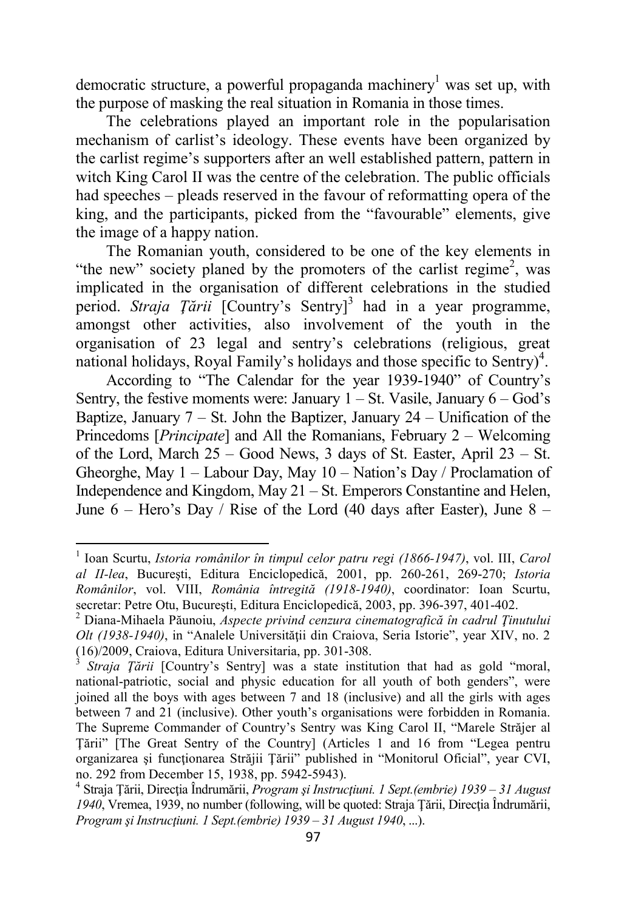democratic structure, a powerful propaganda machinery[1] was set up, with the purpose of masking the real situation in Romania in those times.

The celebrations played an important role in the popularisation mechanism of carlist's ideology. These events have been organized by the carlist regime's supporters after an well established pattern, pattern in witch King Carol II was the centre of the celebration. The public officials had speeches – pleads reserved in the favour of reformatting opera of the king, and the participants, picked from the "favourable" elements, give the image of a happy nation.

The Romanian youth, considered to be one of the key elements in "the new" society planed by the promoters of the carlist regime[2], was implicated in the organisation of different celebrations in the studied period. *Straja Ţării* [Country's Sentry][3] had in a year programme, amongst other activities, also involvement of the youth in the organisation of 23 legal and sentry's celebrations (religious, great national holidays, Royal Family's holidays and those specific to Sentry)[4].

According to "The Calendar for the year 1939-1940" of Country's Sentry, the festive moments were: January 1 – St. Vasile, January 6 – God's Baptize, January 7 – St. John the Baptizer, January 24 – Unification of the Princedoms [*Principate*] and All the Romanians, February 2 – Welcoming of the Lord, March 25 – Good News, 3 days of St. Easter, April 23 – St. Gheorghe, May 1 – Labour Day, May 10 – Nation's Day / Proclamation of Independence and Kingdom, May 21 – St. Emperors Constantine and Helen, June 6 – Hero's Day / Rise of the Lord (40 days after Easter), June 8 –

---

[1] Ioan Scurtu, *Istoria românilor în timpul celor patru regi (1866-1947)*, vol. III, *Carol al II-lea*, Bucureşti, Editura Enciclopedică, 2001, pp. 260-261, 269-270; *Istoria Românilor*, vol. VIII, *România întregită (1918-1940)*, coordinator: Ioan Scurtu, secretar: Petre Otu, Bucureşti, Editura Enciclopedică, 2003, pp. 396-397, 401-402.

[2] Diana-Mihaela Păunoiu, *Aspecte privind cenzura cinematografică în cadrul Ţinutului Olt (1938-1940)*, in "Analele Universităţii din Craiova, Seria Istorie", year XIV, no. 2 (16)/2009, Craiova, Editura Universitaria, pp. 301-308.

[3] *Straja Ţării* [Country's Sentry] was a state institution that had as gold "moral, national-patriotic, social and physic education for all youth of both genders", were joined all the boys with ages between 7 and 18 (inclusive) and all the girls with ages between 7 and 21 (inclusive). Other youth's organisations were forbidden in Romania. The Supreme Commander of Country's Sentry was King Carol II, "Marele Străjer al Ţării" [The Great Sentry of the Country] (Articles 1 and 16 from "Legea pentru organizarea şi funcţionarea Străjii Ţării" published in "Monitorul Oficial", year CVI, no. 292 from December 15, 1938, pp. 5942-5943).

[4] Straja Ţării, Direcţia Îndrumării, *Program şi Instrucţiuni. 1 Sept.(embrie) 1939 – 31 August 1940*, Vremea, 1939, no number (following, will be quoted: Straja Ţării, Direcţia Îndrumării, *Program şi Instrucţiuni. 1 Sept.(embrie) 1939 – 31 August 1940*, ...).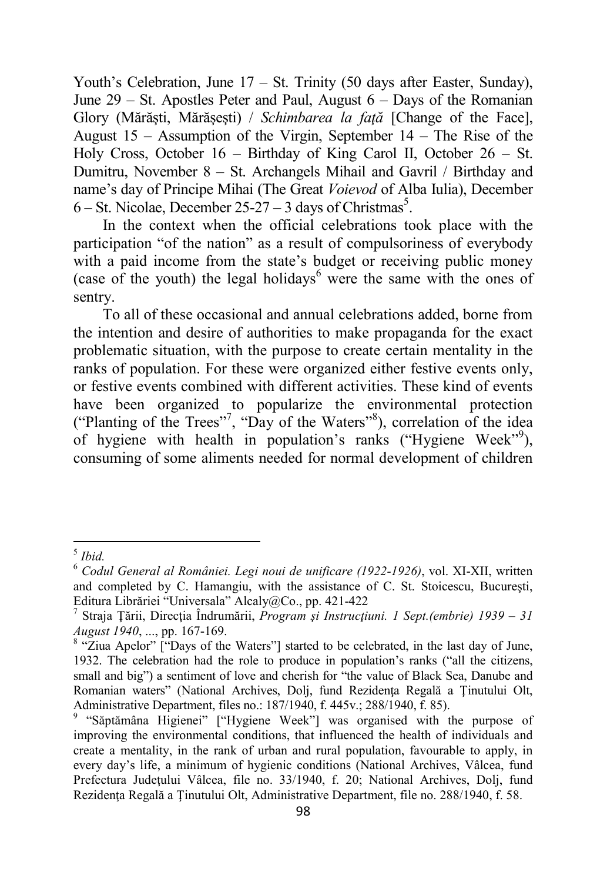Youth's Celebration, June 17 – St. Trinity (50 days after Easter, Sunday), June 29 – St. Apostles Peter and Paul, August 6 – Days of the Romanian Glory (Mărăşti, Mărăşeşti) / *Schimbarea la faţă* [Change of the Face], August 15 – Assumption of the Virgin, September 14 – The Rise of the Holy Cross, October 16 – Birthday of King Carol II, October 26 – St. Dumitru, November 8 – St. Archangels Mihail and Gavril / Birthday and name's day of Principe Mihai (The Great *Voievod* of Alba Iulia), December 6 – St. Nicolae, December 25-27 – 3 days of Christmas[5].

In the context when the official celebrations took place with the participation "of the nation" as a result of compulsoriness of everybody with a paid income from the state's budget or receiving public money (case of the youth) the legal holidays[6] were the same with the ones of sentry.

To all of these occasional and annual celebrations added, borne from the intention and desire of authorities to make propaganda for the exact problematic situation, with the purpose to create certain mentality in the ranks of population. For these were organized either festive events only, or festive events combined with different activities. These kind of events have been organized to popularize the environmental protection ("Planting of the Trees"[7], "Day of the Waters"[8]), correlation of the idea of hygiene with health in population's ranks ("Hygiene Week"[9]), consuming of some aliments needed for normal development of children

---

[5] *Ibid.*

[6] *Codul General al României. Legi noui de unificare (1922-1926)*, vol. XI-XII, written and completed by C. Hamangiu, with the assistance of C. St. Stoicescu, Bucureşti, Editura Librăriei "Universala" Alcaly@Co., pp. 421-422

[7] Straja Ţării, Direcţia Îndrumării, *Program şi Instrucţiuni. 1 Sept.(embrie) 1939 – 31 August 1940*, ..., pp. 167-169.

[8] "Ziua Apelor" ["Days of the Waters"] started to be celebrated, in the last day of June, 1932. The celebration had the role to produce in population's ranks ("all the citizens, small and big") a sentiment of love and cherish for "the value of Black Sea, Danube and Romanian waters" (National Archives, Dolj, fund Rezidenţa Regală a Ţinutului Olt, Administrative Department, files no.: 187/1940, f. 445v.; 288/1940, f. 85).

[9] "Săptămâna Higienei" ["Hygiene Week"] was organised with the purpose of improving the environmental conditions, that influenced the health of individuals and create a mentality, in the rank of urban and rural population, favourable to apply, in every day's life, a minimum of hygienic conditions (National Archives, Vâlcea, fund Prefectura Judeţului Vâlcea, file no. 33/1940, f. 20; National Archives, Dolj, fund Rezidenţa Regală a Ţinutului Olt, Administrative Department, file no. 288/1940, f. 58.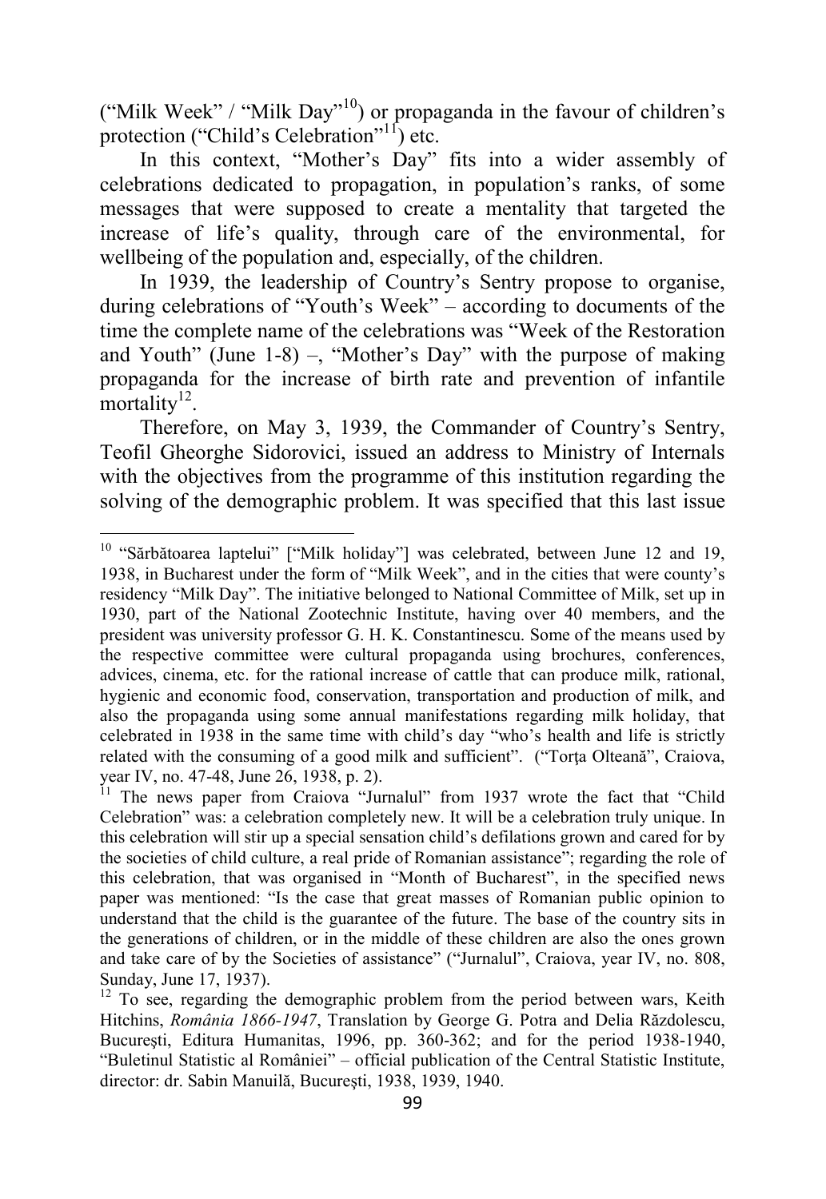("Milk Week" / "Milk Day"[10]) or propaganda in the favour of children's protection ("Child's Celebration"[11]) etc.

In this context, "Mother's Day" fits into a wider assembly of celebrations dedicated to propagation, in population's ranks, of some messages that were supposed to create a mentality that targeted the increase of life's quality, through care of the environmental, for wellbeing of the population and, especially, of the children.

In 1939, the leadership of Country's Sentry propose to organise, during celebrations of "Youth's Week" – according to documents of the time the complete name of the celebrations was "Week of the Restoration and Youth" (June 1-8) –, "Mother's Day" with the purpose of making propaganda for the increase of birth rate and prevention of infantile mortality[12].

Therefore, on May 3, 1939, the Commander of Country's Sentry, Teofil Gheorghe Sidorovici, issued an address to Ministry of Internals with the objectives from the programme of this institution regarding the solving of the demographic problem. It was specified that this last issue

---

[10] "Sărbătoarea laptelui" ["Milk holiday"] was celebrated, between June 12 and 19, 1938, in Bucharest under the form of "Milk Week", and in the cities that were county's residency "Milk Day". The initiative belonged to National Committee of Milk, set up in 1930, part of the National Zootechnic Institute, having over 40 members, and the president was university professor G. H. K. Constantinescu. Some of the means used by the respective committee were cultural propaganda using brochures, conferences, advices, cinema, etc. for the rational increase of cattle that can produce milk, rational, hygienic and economic food, conservation, transportation and production of milk, and also the propaganda using some annual manifestations regarding milk holiday, that celebrated in 1938 in the same time with child's day "who's health and life is strictly related with the consuming of a good milk and sufficient". ("Torţa Olteană", Craiova, year IV, no. 47-48, June 26, 1938, p. 2).

[11] The news paper from Craiova "Jurnalul" from 1937 wrote the fact that "Child Celebration" was: a celebration completely new. It will be a celebration truly unique. In this celebration will stir up a special sensation child's defilations grown and cared for by the societies of child culture, a real pride of Romanian assistance"; regarding the role of this celebration, that was organised in "Month of Bucharest", in the specified news paper was mentioned: "Is the case that great masses of Romanian public opinion to understand that the child is the guarantee of the future. The base of the country sits in the generations of children, or in the middle of these children are also the ones grown and take care of by the Societies of assistance" ("Jurnalul", Craiova, year IV, no. 808, Sunday, June 17, 1937).

[12] To see, regarding the demographic problem from the period between wars, Keith Hitchins, *România 1866-1947*, Translation by George G. Potra and Delia Rădolescu, Bucureşti, Editura Humanitas, 1996, pp. 360-362; and for the period 1938-1940, "Buletinul Statistic al României" – official publication of the Central Statistic Institute, director: dr. Sabin Manuilă, Bucureşti, 1938, 1939, 1940.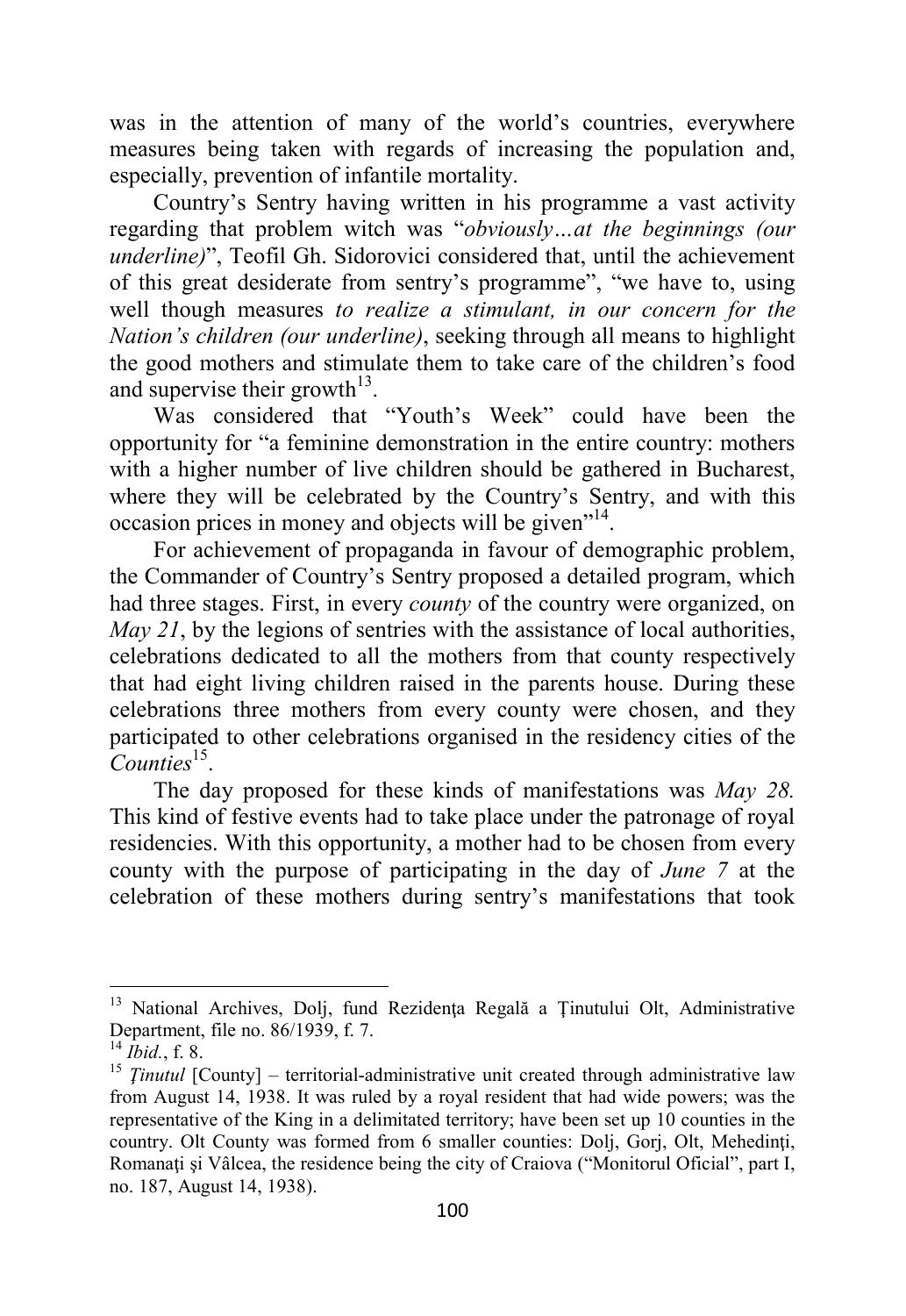was in the attention of many of the world's countries, everywhere measures being taken with regards of increasing the population and, especially, prevention of infantile mortality.

Country's Sentry having written in his programme a vast activity regarding that problem witch was "*obviously…at the beginnings (our underline)*", Teofil Gh. Sidorovici considered that, until the achievement of this great desiderate from sentry's programme", "we have to, using well though measures *to realize a stimulant, in our concern for the Nation's children (our underline)*, seeking through all means to highlight the good mothers and stimulate them to take care of the children's food and supervise their growth[13].

Was considered that "Youth's Week" could have been the opportunity for "a feminine demonstration in the entire country: mothers with a higher number of live children should be gathered in Bucharest, where they will be celebrated by the Country's Sentry, and with this occasion prices in money and objects will be given"[14].

For achievement of propaganda in favour of demographic problem, the Commander of Country's Sentry proposed a detailed program, which had three stages. First, in every *county* of the country were organized, on *May 21*, by the legions of sentries with the assistance of local authorities, celebrations dedicated to all the mothers from that county respectively that had eight living children raised in the parents house. During these celebrations three mothers from every county were chosen, and they participated to other celebrations organised in the residency cities of the *Counties*[15].

The day proposed for these kinds of manifestations was *May 28.* This kind of festive events had to take place under the patronage of royal residencies. With this opportunity, a mother had to be chosen from every county with the purpose of participating in the day of *June 7* at the celebration of these mothers during sentry's manifestations that took

---

[13] National Archives, Dolj, fund Rezidenţa Regală a Ţinutului Olt, Administrative Department, file no. 86/1939, f. 7.

[14] *Ibid.*, f. 8.

[15] *Ţinutul* [County] – territorial-administrative unit created through administrative law from August 14, 1938. It was ruled by a royal resident that had wide powers; was the representative of the King in a delimitated territory; have been set up 10 counties in the country. Olt County was formed from 6 smaller counties: Dolj, Gorj, Olt, Mehedinţi, Romanaţi şi Vâlcea, the residence being the city of Craiova ("Monitorul Oficial", part I, no. 187, August 14, 1938).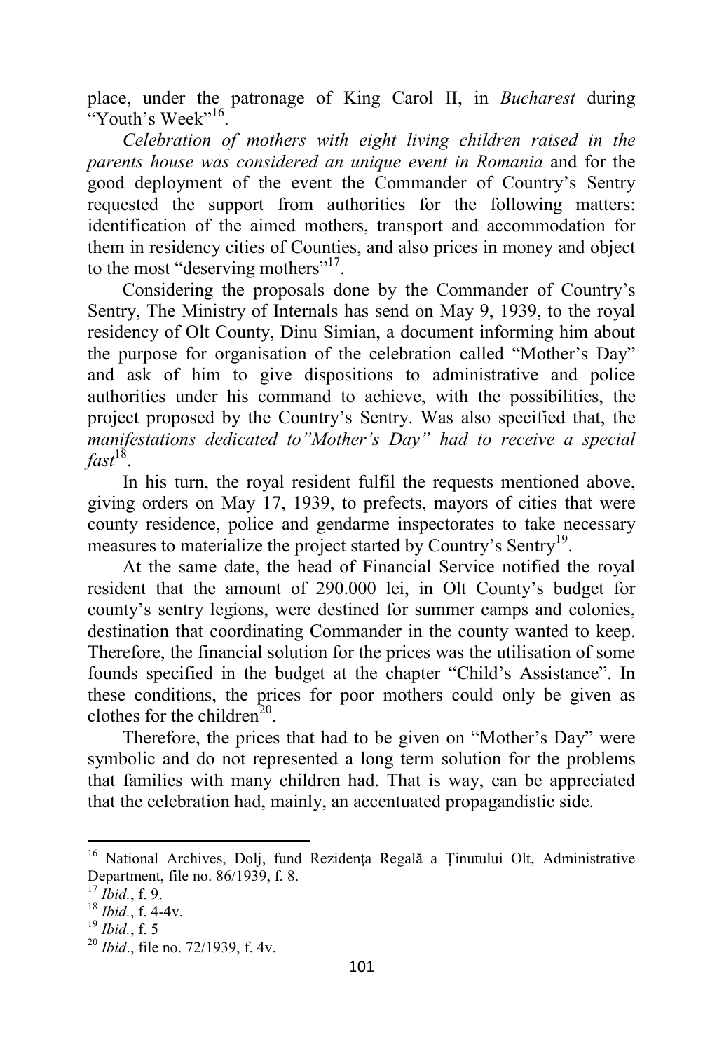place, under the patronage of King Carol II, in *Bucharest* during "Youth's Week"[16].

*Celebration of mothers with eight living children raised in the parents house was considered an unique event in Romania* and for the good deployment of the event the Commander of Country's Sentry requested the support from authorities for the following matters: identification of the aimed mothers, transport and accommodation for them in residency cities of Counties, and also prices in money and object to the most "deserving mothers"[17].

Considering the proposals done by the Commander of Country's Sentry, The Ministry of Internals has send on May 9, 1939, to the royal residency of Olt County, Dinu Simian, a document informing him about the purpose for organisation of the celebration called "Mother's Day" and ask of him to give dispositions to administrative and police authorities under his command to achieve, with the possibilities, the project proposed by the Country's Sentry. Was also specified that, the *manifestations dedicated to"Mother's Day" had to receive a special fast*[18].

In his turn, the royal resident fulfil the requests mentioned above, giving orders on May 17, 1939, to prefects, mayors of cities that were county residence, police and gendarme inspectorates to take necessary measures to materialize the project started by Country's Sentry[19].

At the same date, the head of Financial Service notified the royal resident that the amount of 290.000 lei, in Olt County's budget for county's sentry legions, were destined for summer camps and colonies, destination that coordinating Commander in the county wanted to keep. Therefore, the financial solution for the prices was the utilisation of some founds specified in the budget at the chapter "Child's Assistance". In these conditions, the prices for poor mothers could only be given as clothes for the children[20].

Therefore, the prices that had to be given on "Mother's Day" were symbolic and do not represented a long term solution for the problems that families with many children had. That is way, can be appreciated that the celebration had, mainly, an accentuated propagandistic side.

---

[16] National Archives, Dolj, fund Rezidenţa Regală a Ținutului Olt, Administrative Department, file no. 86/1939, f. 8.

[17] *Ibid.*, f. 9.

[18] *Ibid.*, f. 4-4v.

[19] *Ibid.*, f. 5

[20] *Ibid*., file no. 72/1939, f. 4v.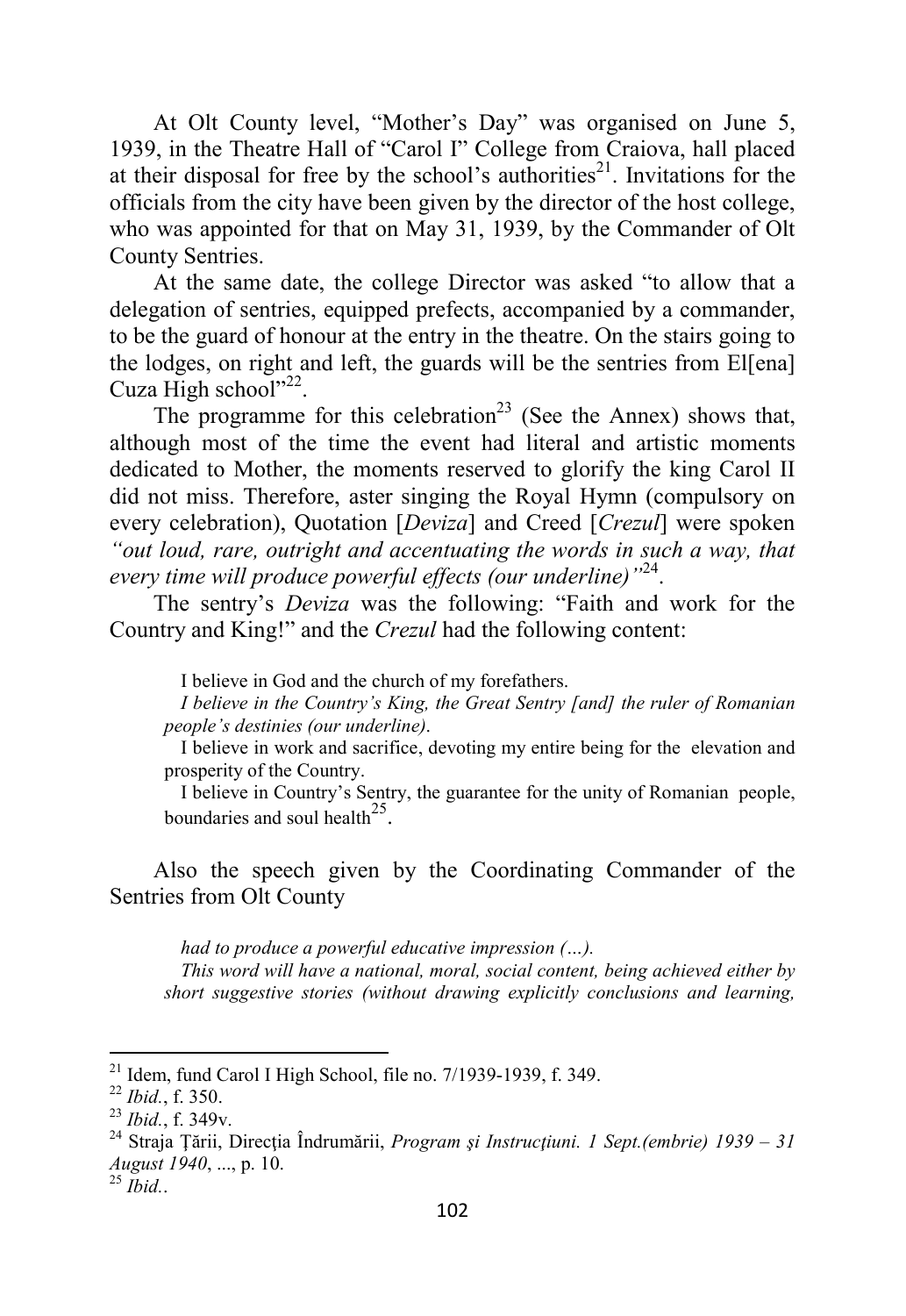At Olt County level, “Mother’s Day” was organised on June 5, 1939, in the Theatre Hall of “Carol I” College from Craiova, hall placed at their disposal for free by the school’s authorities[21]. Invitations for the officials from the city have been given by the director of the host college, who was appointed for that on May 31, 1939, by the Commander of Olt County Sentries.

At the same date, the college Director was asked “to allow that a delegation of sentries, equipped prefects, accompanied by a commander, to be the guard of honour at the entry in the theatre. On the stairs going to the lodges, on right and left, the guards will be the sentries from El[ena] Cuza High school”[22].

The programme for this celebration[23] (See the Annex) shows that, although most of the time the event had literal and artistic moments dedicated to Mother, the moments reserved to glorify the king Carol II did not miss. Therefore, aster singing the Royal Hymn (compulsory on every celebration), Quotation [*Deviza*] and Creed [*Crezul*] were spoken *“out loud, rare, outright and accentuating the words in such a way, that every time will produce powerful effects (our underline)”*[24].

The sentry’s *Deviza* was the following: “Faith and work for the Country and King!” and the *Crezul* had the following content:

> I believe in God and the church of my forefathers.
>
> *I believe in the Country’s King, the Great Sentry [and] the ruler of Romanian people’s destinies (our underline).*
>
> I believe in work and sacrifice, devoting my entire being for the elevation and prosperity of the Country.
>
> I believe in Country’s Sentry, the guarantee for the unity of Romanian people, boundaries and soul health[25].

Also the speech given by the Coordinating Commander of the Sentries from Olt County

> *had to produce a powerful educative impression (…).*
>
> *This word will have a national, moral, social content, being achieved either by short suggestive stories (without drawing explicitly conclusions and learning,*

---

[21] Idem, fund Carol I High School, file no. 7/1939-1939, f. 349.

[22] *Ibid.*, f. 350.

[23] *Ibid.*, f. 349v.

[24] Straja Ţării, Direcţia Îndrumării, *Program şi Instrucţiuni. 1 Sept.(embrie) 1939 – 31 August 1940*, ..., p. 10.

[25] *Ibid.*.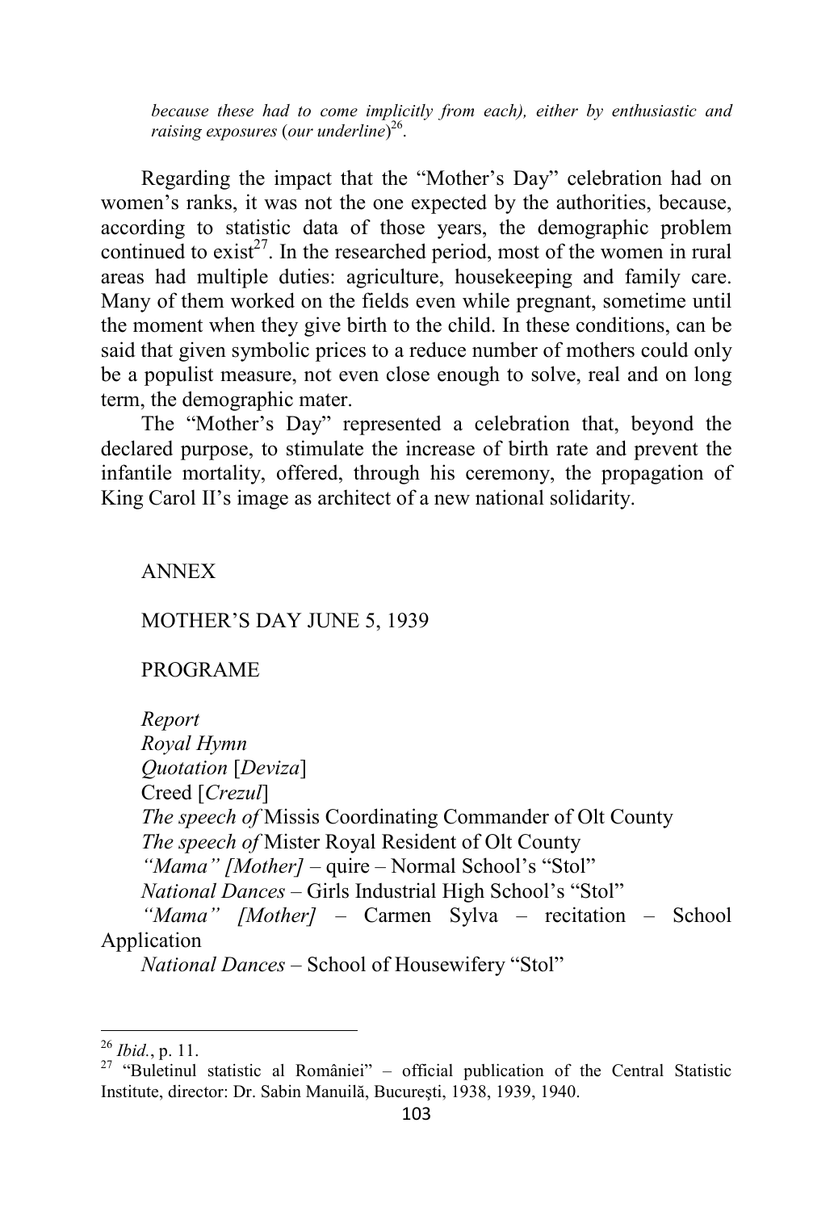*because these had to come implicitly from each), either by enthusiastic and raising exposures* (*our underline*)[26].

Regarding the impact that the "Mother's Day" celebration had on women's ranks, it was not the one expected by the authorities, because, according to statistic data of those years, the demographic problem continued to exist[27]. In the researched period, most of the women in rural areas had multiple duties: agriculture, housekeeping and family care. Many of them worked on the fields even while pregnant, sometime until the moment when they give birth to the child. In these conditions, can be said that given symbolic prices to a reduce number of mothers could only be a populist measure, not even close enough to solve, real and on long term, the demographic mater.

The "Mother's Day" represented a celebration that, beyond the declared purpose, to stimulate the increase of birth rate and prevent the infantile mortality, offered, through his ceremony, the propagation of King Carol II's image as architect of a new national solidarity.

ANNEX

MOTHER'S DAY JUNE 5, 1939

PROGRAME

*Report*
*Royal Hymn*
*Quotation* [*Deviza*]
Creed [*Crezul*]
*The speech of* Missis Coordinating Commander of Olt County
*The speech of* Mister Royal Resident of Olt County
*"Mama" [Mother]* – quire – Normal School's "Stol"
*National Dances* – Girls Industrial High School's "Stol"
*"Mama" [Mother]* – Carmen Sylva – recitation – School Application
*National Dances* – School of Housewifery "Stol"

---

[26] *Ibid.*, p. 11.

[27] "Buletinul statistic al României" – official publication of the Central Statistic Institute, director: Dr. Sabin Manuilă, București, 1938, 1939, 1940.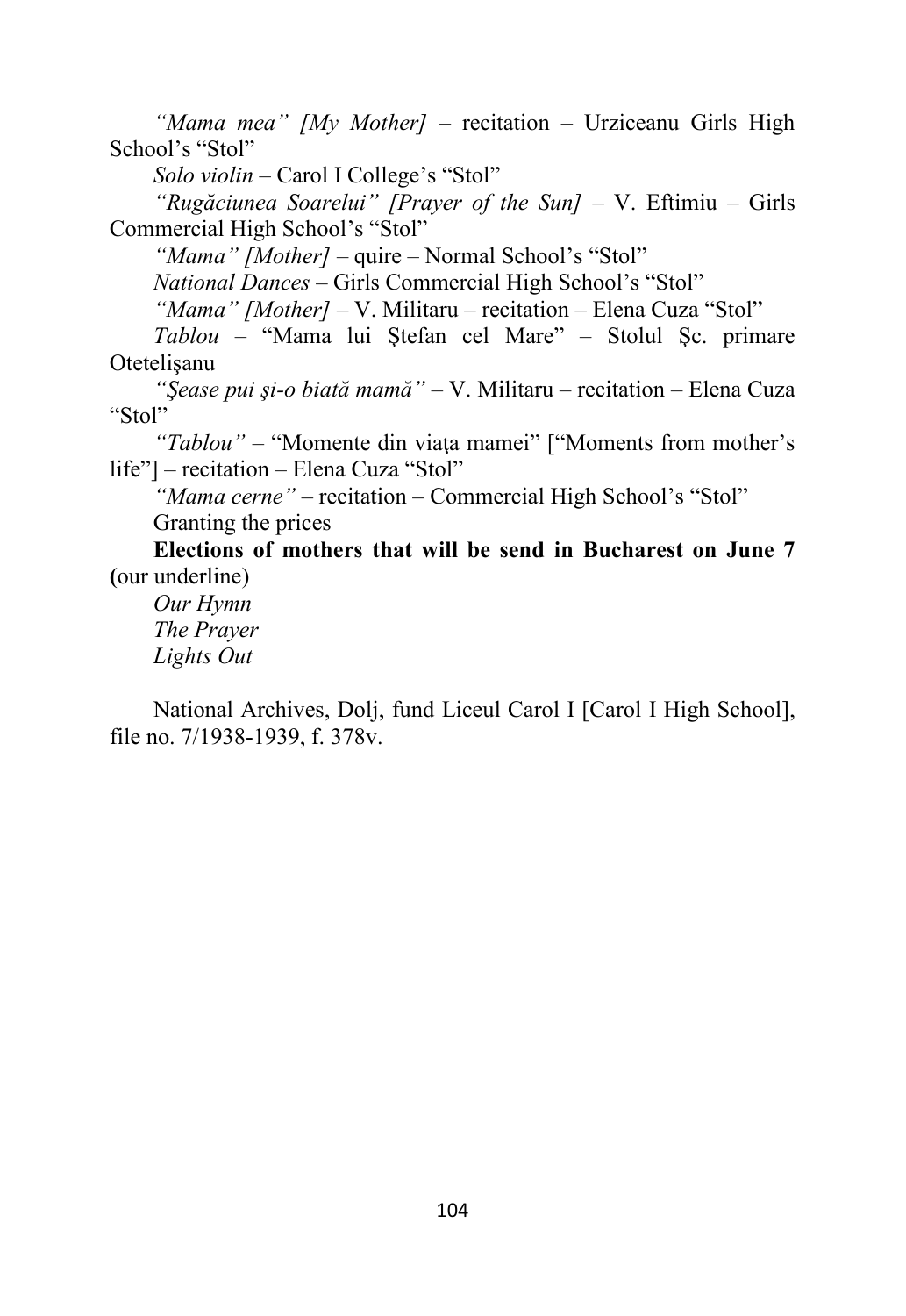*"Mama mea" [My Mother]* – recitation – Urziceanu Girls High School's "Stol"

*Solo violin* – Carol I College's "Stol"

*"Rugăciunea Soarelui" [Prayer of the Sun]* – V. Eftimiu – Girls Commercial High School's "Stol"

*"Mama" [Mother]* – quire – Normal School's "Stol"

*National Dances* – Girls Commercial High School's "Stol"

*"Mama" [Mother]* – V. Militaru – recitation – Elena Cuza "Stol"

*Tablou* – "Mama lui Ştefan cel Mare" – Stolul Şc. primare Otetelişanu

*"Şease pui şi-o biată mamă"* – V. Militaru – recitation – Elena Cuza "Stol"

*"Tablou"* – "Momente din viaţa mamei" ["Moments from mother's life"] – recitation – Elena Cuza "Stol"

*"Mama cerne"* – recitation – Commercial High School's "Stol"

Granting the prices

**Elections of mothers that will be send in Bucharest on June 7 (**our underline)

*Our Hymn*

*The Prayer*

*Lights Out*

National Archives, Dolj, fund Liceul Carol I [Carol I High School], file no. 7/1938-1939, f. 378v.